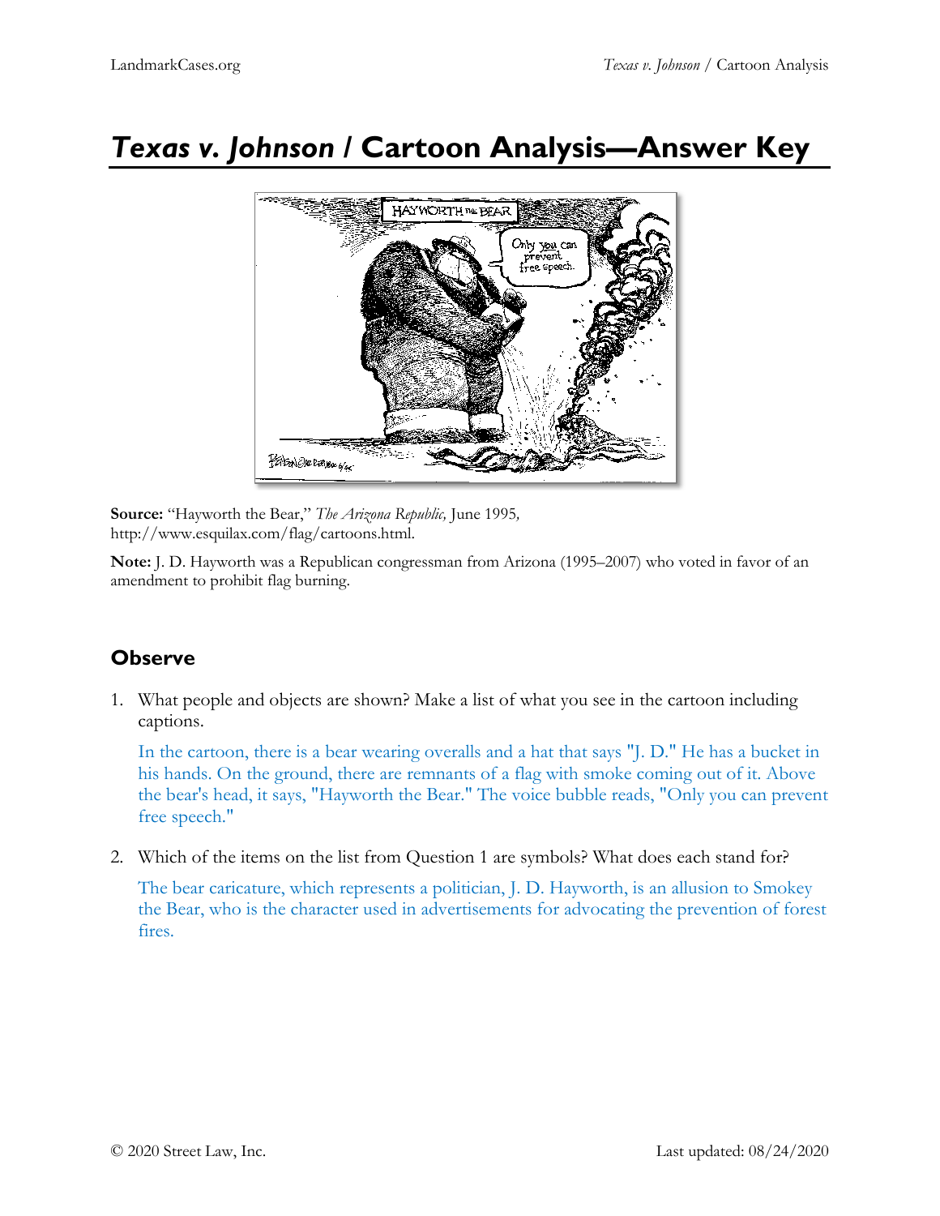# *Texas v. Johnson* / Cartoon Analysis—Answer Key

**Source:** "Hayworth the Bear," *The Arizona Republic,* June 1995, http://www.esquilax.com/flag/cartoons.html.

**Note:** J. D. Hayworth was a Republican congressman from Arizona (1995–2007) who voted in favor of an amendment to prohibit flag burning.

## Observe

1. What people and objects are shown? Make a list of what you see in the cartoon including captions.

   In the cartoon, there is a bear wearing overalls and a hat that says "J. D." He has a bucket in his hands. On the ground, there are remnants of a flag with smoke coming out of it. Above the bear's head, it says, "Hayworth the Bear." The voice bubble reads, "Only you can prevent free speech."

2. Which of the items on the list from Question 1 are symbols? What does each stand for?

   The bear caricature, which represents a politician, J. D. Hayworth, is an allusion to Smokey the Bear, who is the character used in advertisements for advocating the prevention of forest fires.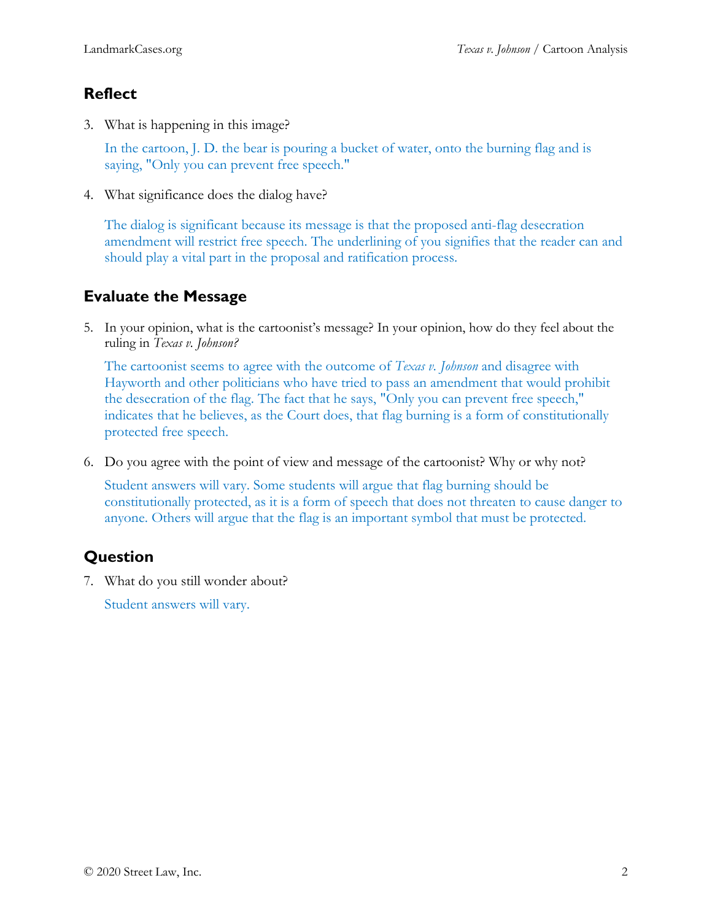## Reflect

3. What is happening in this image?

   In the cartoon, J. D. the bear is pouring a bucket of water, onto the burning flag and is saying, "Only you can prevent free speech."

4. What significance does the dialog have?

   The dialog is significant because its message is that the proposed anti-flag desecration amendment will restrict free speech. The underlining of you signifies that the reader can and should play a vital part in the proposal and ratification process.

## Evaluate the Message

5. In your opinion, what is the cartoonist's message? In your opinion, how do they feel about the ruling in *Texas v. Johnson?*

   The cartoonist seems to agree with the outcome of *Texas v. Johnson* and disagree with Hayworth and other politicians who have tried to pass an amendment that would prohibit the desecration of the flag. The fact that he says, "Only you can prevent free speech," indicates that he believes, as the Court does, that flag burning is a form of constitutionally protected free speech.

6. Do you agree with the point of view and message of the cartoonist? Why or why not?

   Student answers will vary. Some students will argue that flag burning should be constitutionally protected, as it is a form of speech that does not threaten to cause danger to anyone. Others will argue that the flag is an important symbol that must be protected.

## Question

7. What do you still wonder about?

   Student answers will vary.

© 2020 Street Law, Inc.